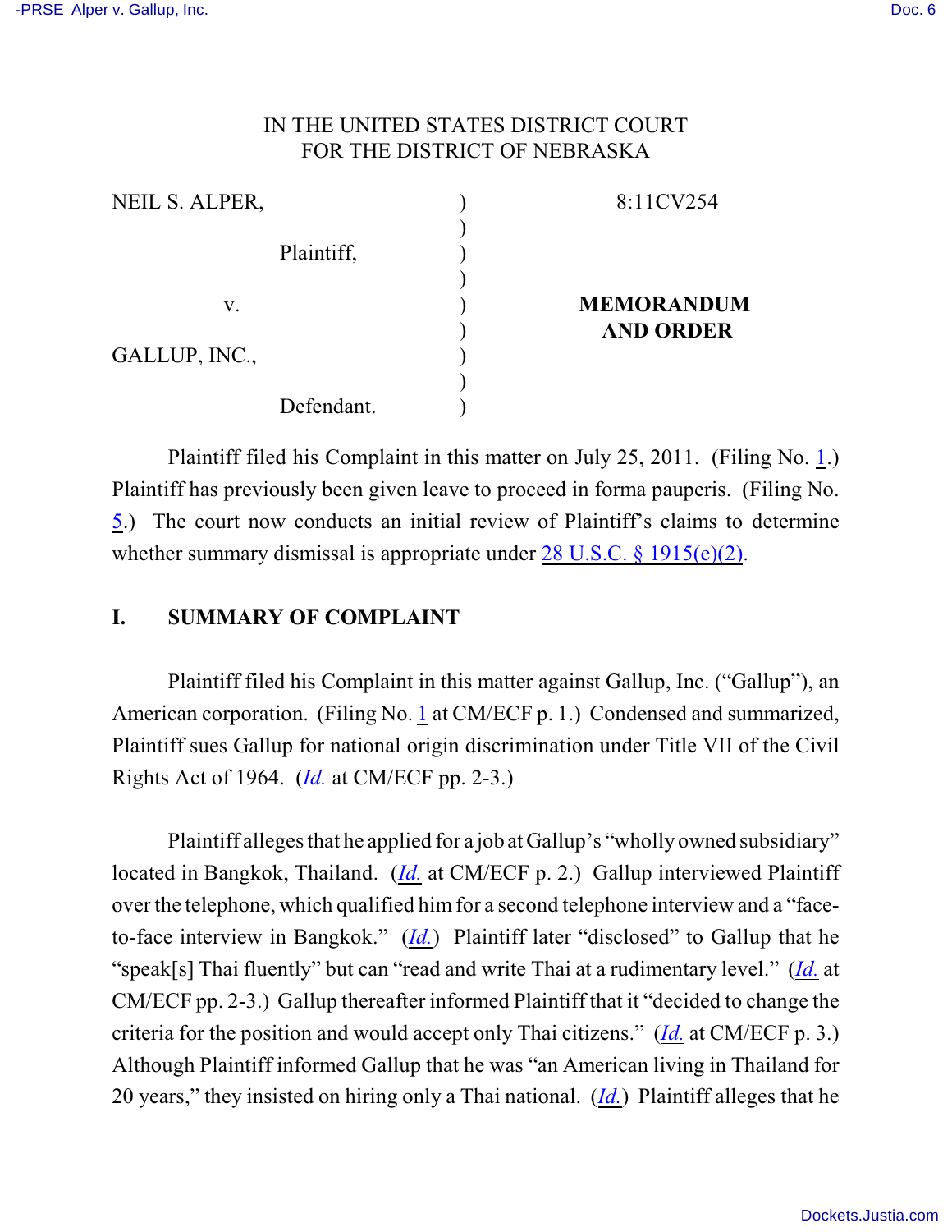IN THE UNITED STATES DISTRICT COURT
FOR THE DISTRICT OF NEBRASKA

| | | |
|---|---|---|
| NEIL S. ALPER, Plaintiff, | ) | 8:11CV254 |
| v. | ) | **MEMORANDUM AND ORDER** |
| GALLUP, INC., Defendant. | ) | |

Plaintiff filed his Complaint in this matter on July 25, 2011. (Filing No. 1.) Plaintiff has previously been given leave to proceed in forma pauperis. (Filing No. 5.) The court now conducts an initial review of Plaintiff's claims to determine whether summary dismissal is appropriate under 28 U.S.C. § 1915(e)(2).

## I. SUMMARY OF COMPLAINT

Plaintiff filed his Complaint in this matter against Gallup, Inc. ("Gallup"), an American corporation. (Filing No. 1 at CM/ECF p. 1.) Condensed and summarized, Plaintiff sues Gallup for national origin discrimination under Title VII of the Civil Rights Act of 1964. (*Id.* at CM/ECF pp. 2-3.)

Plaintiff alleges that he applied for a job at Gallup's "wholly owned subsidiary" located in Bangkok, Thailand. (*Id.* at CM/ECF p. 2.) Gallup interviewed Plaintiff over the telephone, which qualified him for a second telephone interview and a "face-to-face interview in Bangkok." (*Id.*) Plaintiff later "disclosed" to Gallup that he "speak[s] Thai fluently" but can "read and write Thai at a rudimentary level." (*Id.* at CM/ECF pp. 2-3.) Gallup thereafter informed Plaintiff that it "decided to change the criteria for the position and would accept only Thai citizens." (*Id.* at CM/ECF p. 3.) Although Plaintiff informed Gallup that he was "an American living in Thailand for 20 years," they insisted on hiring only a Thai national. (*Id.*) Plaintiff alleges that he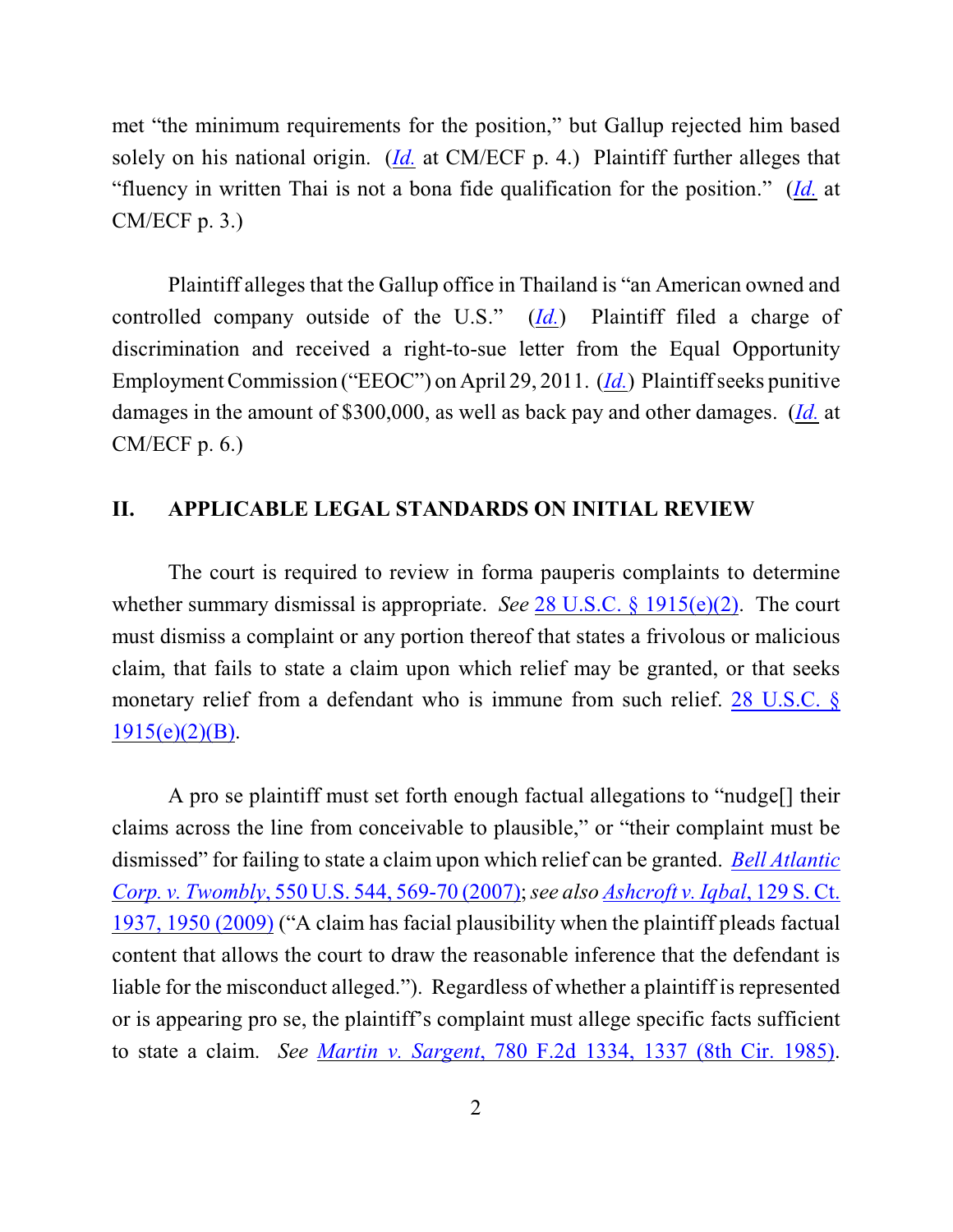met "the minimum requirements for the position," but Gallup rejected him based solely on his national origin. (*Id.* at CM/ECF p. 4.) Plaintiff further alleges that "fluency in written Thai is not a bona fide qualification for the position." (*Id.* at CM/ECF p. 3.)

Plaintiff alleges that the Gallup office in Thailand is "an American owned and controlled company outside of the U.S." (*Id.*) Plaintiff filed a charge of discrimination and received a right-to-sue letter from the Equal Opportunity Employment Commission ("EEOC") on April 29, 2011. (*Id.*) Plaintiff seeks punitive damages in the amount of $300,000, as well as back pay and other damages. (*Id.* at CM/ECF p. 6.)

## II. APPLICABLE LEGAL STANDARDS ON INITIAL REVIEW

The court is required to review in forma pauperis complaints to determine whether summary dismissal is appropriate. *See* 28 U.S.C. § 1915(e)(2). The court must dismiss a complaint or any portion thereof that states a frivolous or malicious claim, that fails to state a claim upon which relief may be granted, or that seeks monetary relief from a defendant who is immune from such relief. 28 U.S.C. § 1915(e)(2)(B).

A pro se plaintiff must set forth enough factual allegations to "nudge[] their claims across the line from conceivable to plausible," or "their complaint must be dismissed" for failing to state a claim upon which relief can be granted. *Bell Atlantic Corp. v. Twombly*, 550 U.S. 544, 569-70 (2007); *see also Ashcroft v. Iqbal*, 129 S. Ct. 1937, 1950 (2009) ("A claim has facial plausibility when the plaintiff pleads factual content that allows the court to draw the reasonable inference that the defendant is liable for the misconduct alleged."). Regardless of whether a plaintiff is represented or is appearing pro se, the plaintiff's complaint must allege specific facts sufficient to state a claim. *See Martin v. Sargent*, 780 F.2d 1334, 1337 (8th Cir. 1985).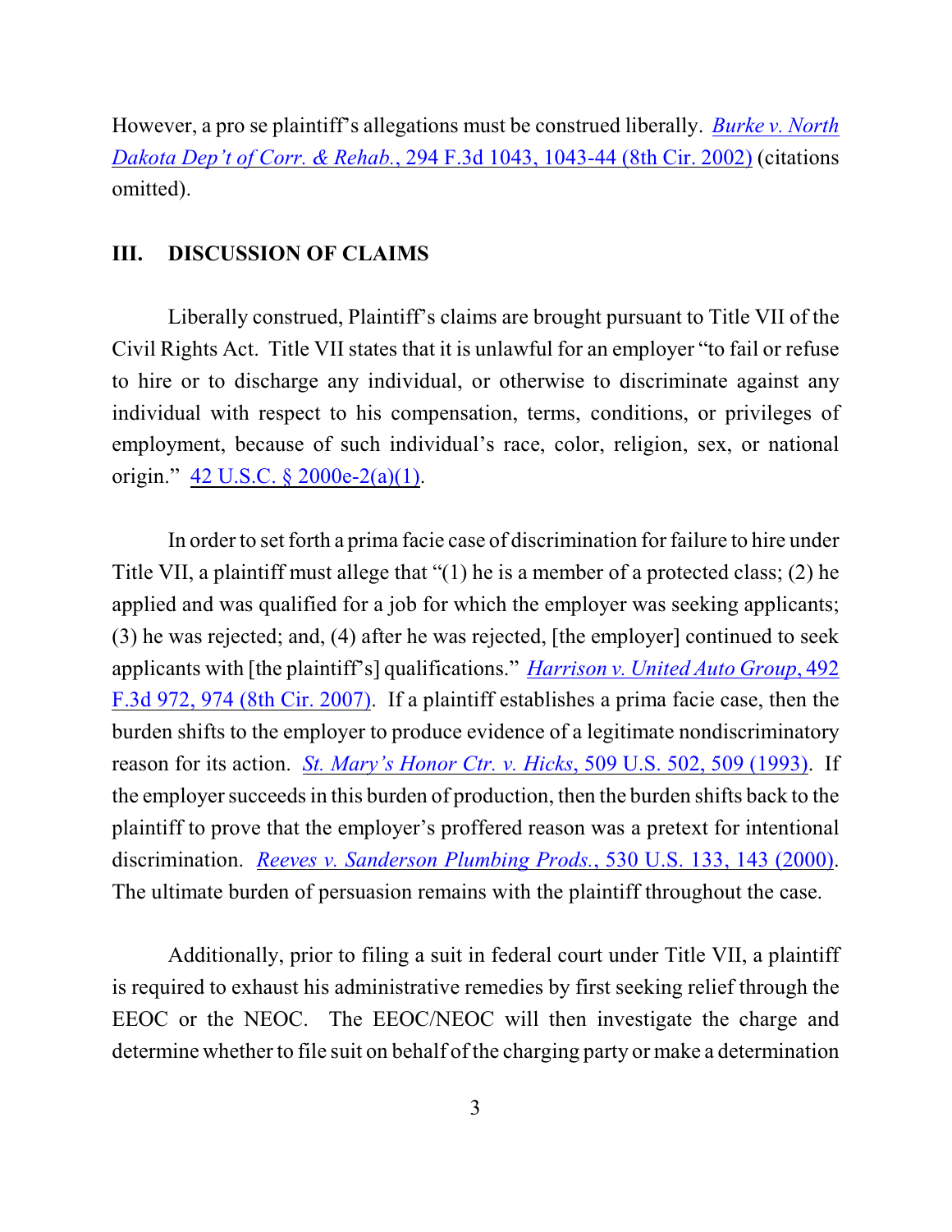However, a pro se plaintiff's allegations must be construed liberally. *Burke v. North Dakota Dep't of Corr. & Rehab.*, 294 F.3d 1043, 1043-44 (8th Cir. 2002) (citations omitted).

## III. DISCUSSION OF CLAIMS

Liberally construed, Plaintiff's claims are brought pursuant to Title VII of the Civil Rights Act. Title VII states that it is unlawful for an employer "to fail or refuse to hire or to discharge any individual, or otherwise to discriminate against any individual with respect to his compensation, terms, conditions, or privileges of employment, because of such individual's race, color, religion, sex, or national origin." 42 U.S.C. § 2000e-2(a)(1).

In order to set forth a prima facie case of discrimination for failure to hire under Title VII, a plaintiff must allege that "(1) he is a member of a protected class; (2) he applied and was qualified for a job for which the employer was seeking applicants; (3) he was rejected; and, (4) after he was rejected, [the employer] continued to seek applicants with [the plaintiff's] qualifications." *Harrison v. United Auto Group*, 492 F.3d 972, 974 (8th Cir. 2007). If a plaintiff establishes a prima facie case, then the burden shifts to the employer to produce evidence of a legitimate nondiscriminatory reason for its action. *St. Mary's Honor Ctr. v. Hicks*, 509 U.S. 502, 509 (1993). If the employer succeeds in this burden of production, then the burden shifts back to the plaintiff to prove that the employer's proffered reason was a pretext for intentional discrimination. *Reeves v. Sanderson Plumbing Prods.*, 530 U.S. 133, 143 (2000). The ultimate burden of persuasion remains with the plaintiff throughout the case.

Additionally, prior to filing a suit in federal court under Title VII, a plaintiff is required to exhaust his administrative remedies by first seeking relief through the EEOC or the NEOC. The EEOC/NEOC will then investigate the charge and determine whether to file suit on behalf of the charging party or make a determination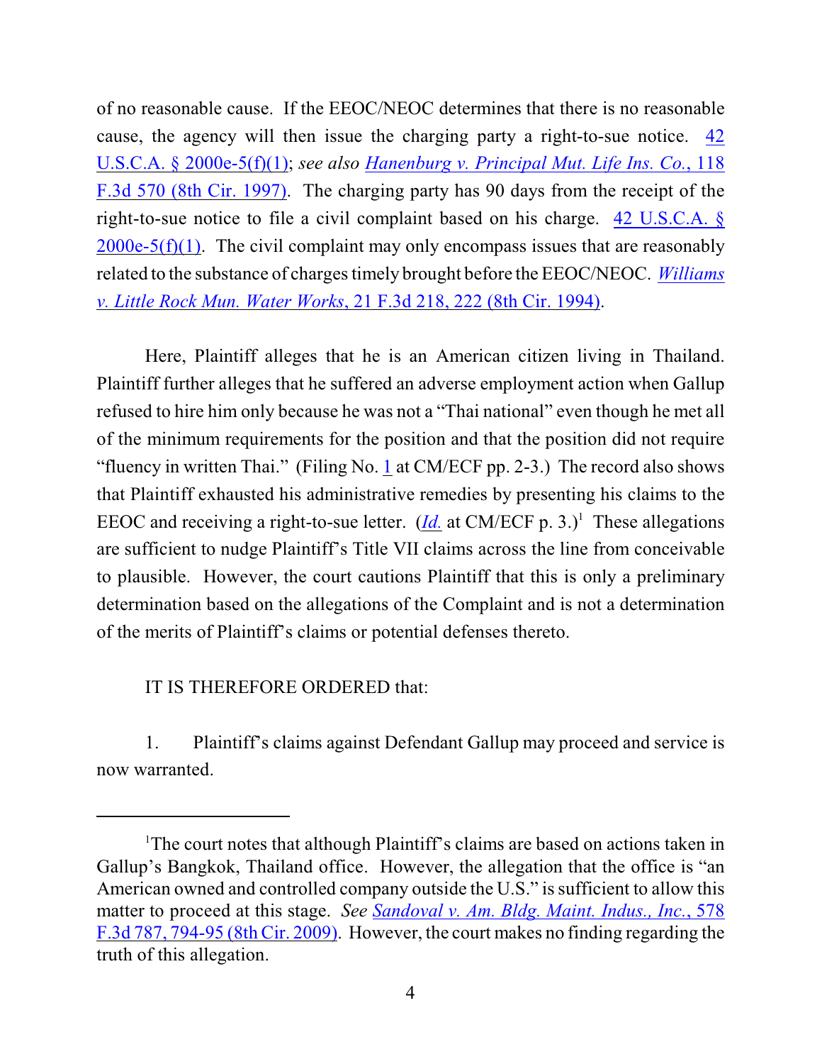of no reasonable cause. If the EEOC/NEOC determines that there is no reasonable cause, the agency will then issue the charging party a right-to-sue notice. 42 U.S.C.A. § 2000e-5(f)(1); *see also Hanenburg v. Principal Mut. Life Ins. Co.*, 118 F.3d 570 (8th Cir. 1997). The charging party has 90 days from the receipt of the right-to-sue notice to file a civil complaint based on his charge. 42 U.S.C.A. § 2000e-5(f)(1). The civil complaint may only encompass issues that are reasonably related to the substance of charges timely brought before the EEOC/NEOC. *Williams v. Little Rock Mun. Water Works*, 21 F.3d 218, 222 (8th Cir. 1994).

Here, Plaintiff alleges that he is an American citizen living in Thailand. Plaintiff further alleges that he suffered an adverse employment action when Gallup refused to hire him only because he was not a "Thai national" even though he met all of the minimum requirements for the position and that the position did not require "fluency in written Thai." (Filing No. 1 at CM/ECF pp. 2-3.) The record also shows that Plaintiff exhausted his administrative remedies by presenting his claims to the EEOC and receiving a right-to-sue letter. (*Id.* at CM/ECF p. 3.)[1] These allegations are sufficient to nudge Plaintiff's Title VII claims across the line from conceivable to plausible. However, the court cautions Plaintiff that this is only a preliminary determination based on the allegations of the Complaint and is not a determination of the merits of Plaintiff's claims or potential defenses thereto.

IT IS THEREFORE ORDERED that:

1. Plaintiff's claims against Defendant Gallup may proceed and service is now warranted.

---

[1]The court notes that although Plaintiff's claims are based on actions taken in Gallup's Bangkok, Thailand office. However, the allegation that the office is "an American owned and controlled company outside the U.S." is sufficient to allow this matter to proceed at this stage. *See Sandoval v. Am. Bldg. Maint. Indus., Inc.*, 578 F.3d 787, 794-95 (8th Cir. 2009). However, the court makes no finding regarding the truth of this allegation.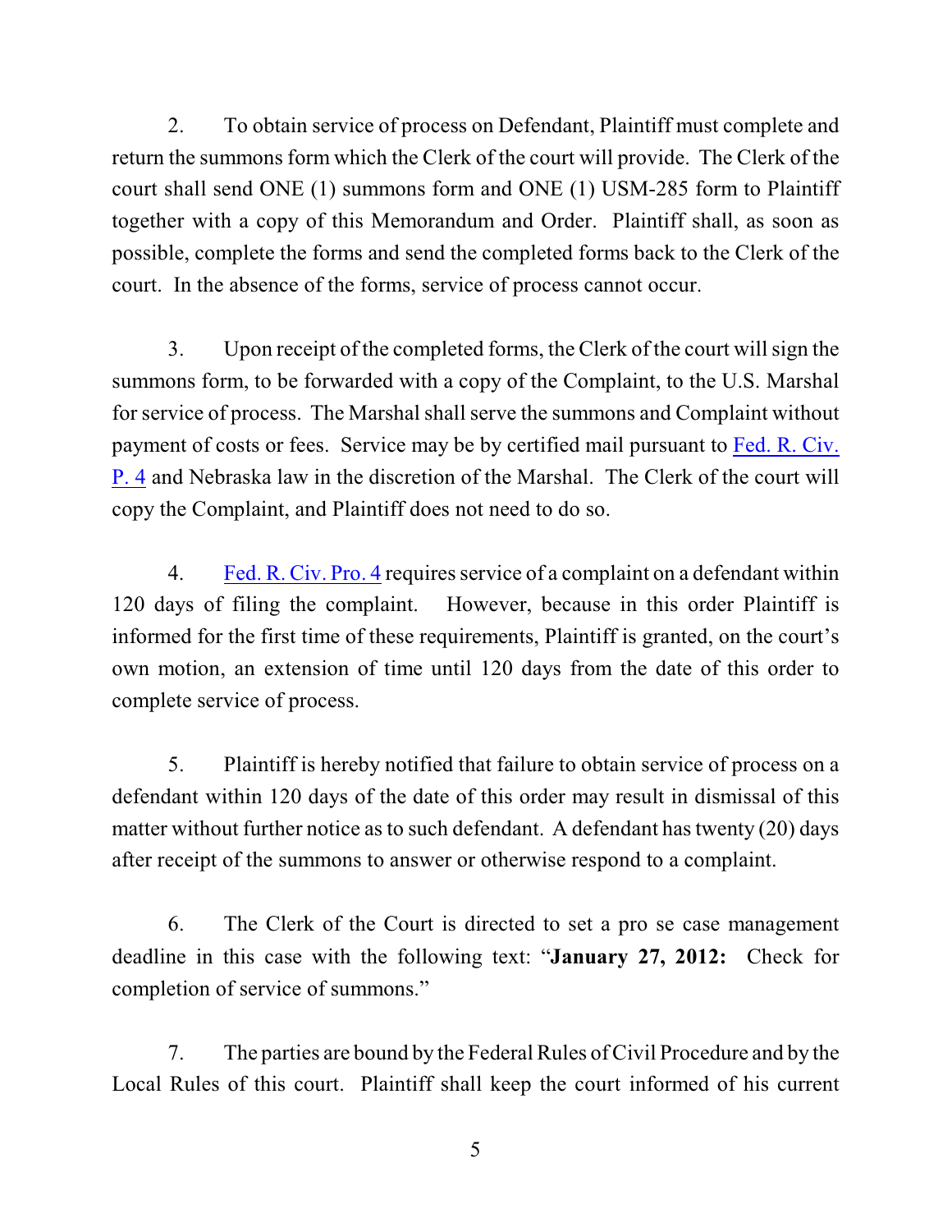2. To obtain service of process on Defendant, Plaintiff must complete and return the summons form which the Clerk of the court will provide. The Clerk of the court shall send ONE (1) summons form and ONE (1) USM-285 form to Plaintiff together with a copy of this Memorandum and Order. Plaintiff shall, as soon as possible, complete the forms and send the completed forms back to the Clerk of the court. In the absence of the forms, service of process cannot occur.

3. Upon receipt of the completed forms, the Clerk of the court will sign the summons form, to be forwarded with a copy of the Complaint, to the U.S. Marshal for service of process. The Marshal shall serve the summons and Complaint without payment of costs or fees. Service may be by certified mail pursuant to Fed. R. Civ. P. 4 and Nebraska law in the discretion of the Marshal. The Clerk of the court will copy the Complaint, and Plaintiff does not need to do so.

4. Fed. R. Civ. Pro. 4 requires service of a complaint on a defendant within 120 days of filing the complaint. However, because in this order Plaintiff is informed for the first time of these requirements, Plaintiff is granted, on the court's own motion, an extension of time until 120 days from the date of this order to complete service of process.

5. Plaintiff is hereby notified that failure to obtain service of process on a defendant within 120 days of the date of this order may result in dismissal of this matter without further notice as to such defendant. A defendant has twenty (20) days after receipt of the summons to answer or otherwise respond to a complaint.

6. The Clerk of the Court is directed to set a pro se case management deadline in this case with the following text: "**January 27, 2012:** Check for completion of service of summons."

7. The parties are bound by the Federal Rules of Civil Procedure and by the Local Rules of this court. Plaintiff shall keep the court informed of his current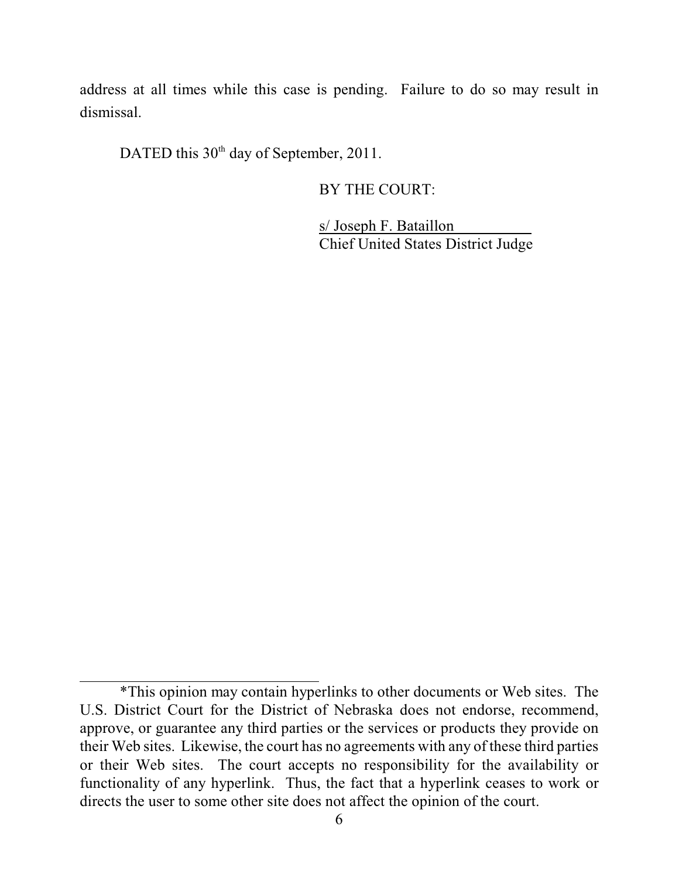address at all times while this case is pending. Failure to do so may result in dismissal.

DATED this 30th day of September, 2011.

BY THE COURT:

s/ Joseph F. Bataillon
Chief United States District Judge

---

*This opinion may contain hyperlinks to other documents or Web sites. The U.S. District Court for the District of Nebraska does not endorse, recommend, approve, or guarantee any third parties or the services or products they provide on their Web sites. Likewise, the court has no agreements with any of these third parties or their Web sites. The court accepts no responsibility for the availability or functionality of any hyperlink. Thus, the fact that a hyperlink ceases to work or directs the user to some other site does not affect the opinion of the court.